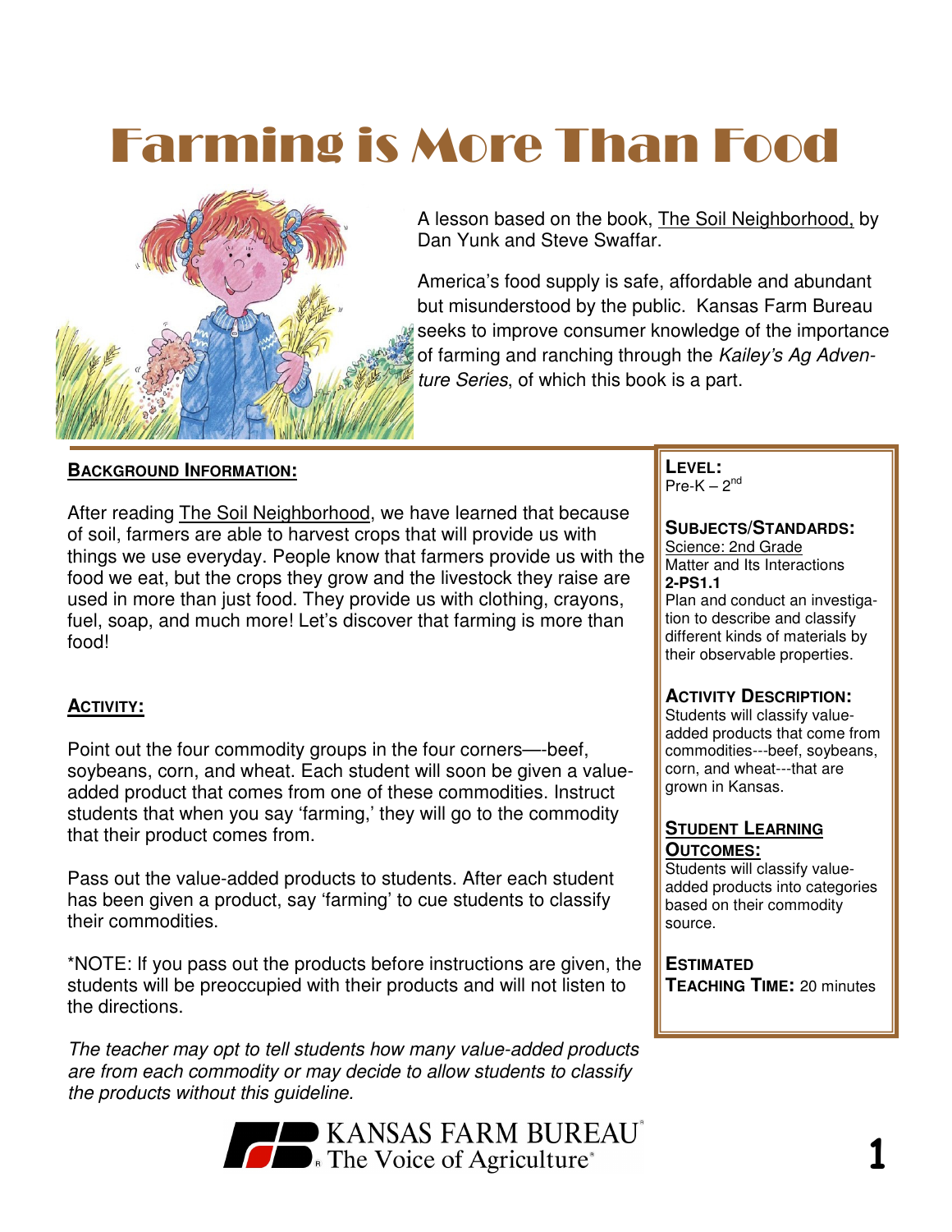# Farming is More Than Food

A lesson based on the book, The Soil Neighborhood, by Dan Yunk and Steve Swaffar.

America's food supply is safe, affordable and abundant but misunderstood by the public. Kansas Farm Bureau seeks to improve consumer knowledge of the importance of farming and ranching through the *Kailey's Ag Adventure Series*, of which this book is a part.

## Background Information:

After reading The Soil Neighborhood, we have learned that because of soil, farmers are able to harvest crops that will provide us with things we use everyday. People know that farmers provide us with the food we eat, but the crops they grow and the livestock they raise are used in more than just food. They provide us with clothing, crayons, fuel, soap, and much more! Let's discover that farming is more than food!

## Activity:

Point out the four commodity groups in the four corners—-beef, soybeans, corn, and wheat. Each student will soon be given a value-added product that comes from one of these commodities. Instruct students that when you say 'farming,' they will go to the commodity that their product comes from.

Pass out the value-added products to students. After each student has been given a product, say 'farming' to cue students to classify their commodities.

*NOTE: If you pass out the products before instructions are given, the students will be preoccupied with their products and will not listen to the directions.

*The teacher may opt to tell students how many value-added products are from each commodity or may decide to allow students to classify the products without this guideline.*

**Level:**
Pre-K – 2nd

**Subjects/Standards:**
Science: 2nd Grade
Matter and Its Interactions
**2-PS1.1**
Plan and conduct an investigation to describe and classify different kinds of materials by their observable properties.

**Activity Description:**
Students will classify value-added products that come from commodities---beef, soybeans, corn, and wheat---that are grown in Kansas.

**Student Learning Outcomes:**
Students will classify value-added products into categories based on their commodity source.

**Estimated Teaching Time:** 20 minutes

KANSAS FARM BUREAU
The Voice of Agriculture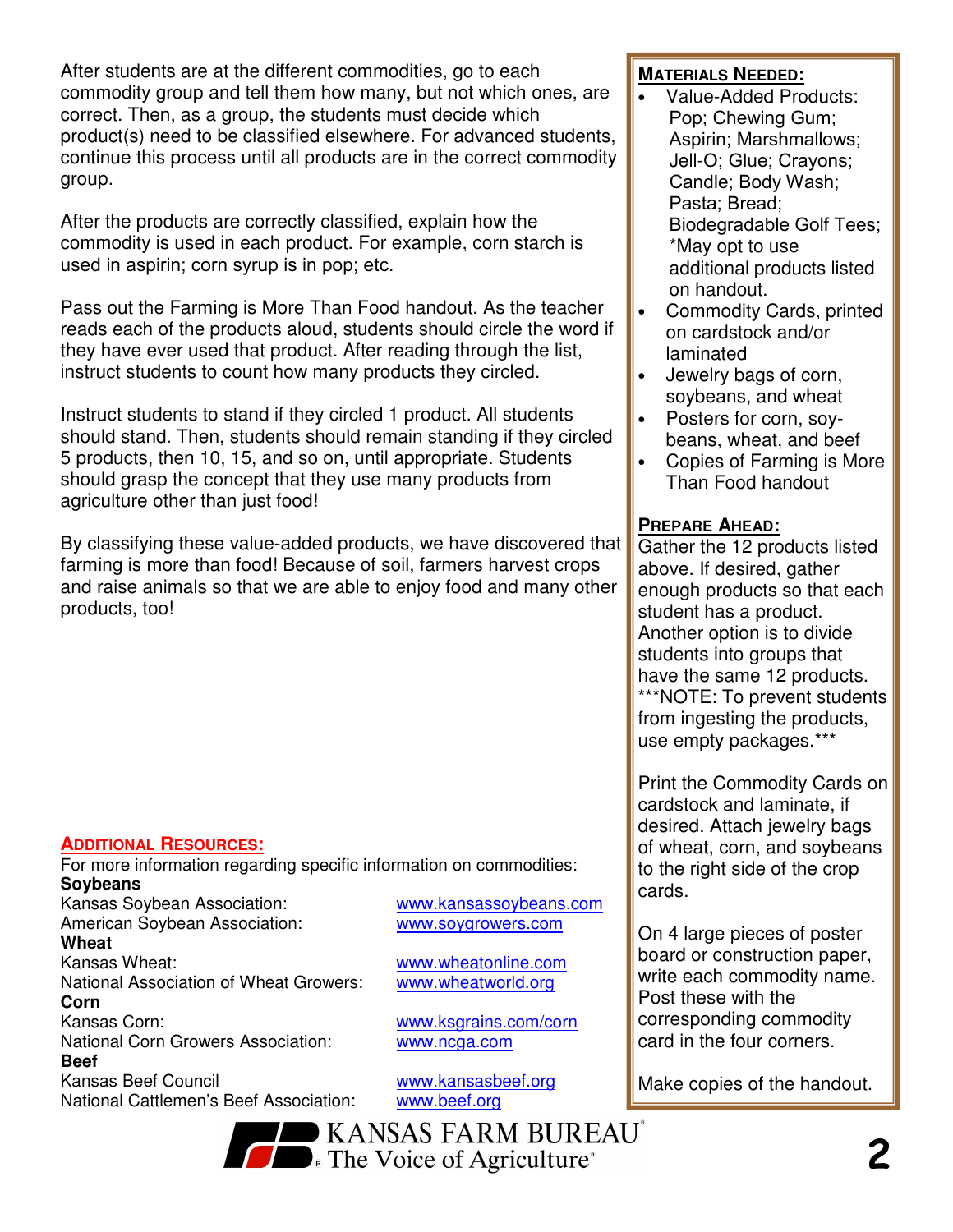After students are at the different commodities, go to each commodity group and tell them how many, but not which ones, are correct. Then, as a group, the students must decide which product(s) need to be classified elsewhere. For advanced students, continue this process until all products are in the correct commodity group.

After the products are correctly classified, explain how the commodity is used in each product. For example, corn starch is used in aspirin; corn syrup is in pop; etc.

Pass out the Farming is More Than Food handout. As the teacher reads each of the products aloud, students should circle the word if they have ever used that product. After reading through the list, instruct students to count how many products they circled.

Instruct students to stand if they circled 1 product. All students should stand. Then, students should remain standing if they circled 5 products, then 10, 15, and so on, until appropriate. Students should grasp the concept that they use many products from agriculture other than just food!

By classifying these value-added products, we have discovered that farming is more than food! Because of soil, farmers harvest crops and raise animals so that we are able to enjoy food and many other products, too!

## ADDITIONAL RESOURCES:

For more information regarding specific information on commodities:

**Soybeans**

| | |
|---|---|
| Kansas Soybean Association: | www.kansassoybeans.com |
| American Soybean Association: | www.soygrowers.com |

**Wheat**

| | |
|---|---|
| Kansas Wheat: | www.wheatonline.com |
| National Association of Wheat Growers: | www.wheatworld.org |

**Corn**

| | |
|---|---|
| Kansas Corn: | www.ksgrains.com/corn |
| National Corn Growers Association: | www.ncga.com |

**Beef**

| | |
|---|---|
| Kansas Beef Council | www.kansasbeef.org |
| National Cattlemen's Beef Association: | www.beef.org |

## MATERIALS NEEDED:

- Value-Added Products: Pop; Chewing Gum; Aspirin; Marshmallows; Jell-O; Glue; Crayons; Candle; Body Wash; Pasta; Bread; Biodegradable Golf Tees; *May opt to use additional products listed on handout.
- Commodity Cards, printed on cardstock and/or laminated
- Jewelry bags of corn, soybeans, and wheat
- Posters for corn, soybeans, wheat, and beef
- Copies of Farming is More Than Food handout

## PREPARE AHEAD:

Gather the 12 products listed above. If desired, gather enough products so that each student has a product. Another option is to divide students into groups that have the same 12 products. ***NOTE: To prevent students from ingesting the products, use empty packages.***

Print the Commodity Cards on cardstock and laminate, if desired. Attach jewelry bags of wheat, corn, and soybeans to the right side of the crop cards.

On 4 large pieces of poster board or construction paper, write each commodity name. Post these with the corresponding commodity card in the four corners.

Make copies of the handout.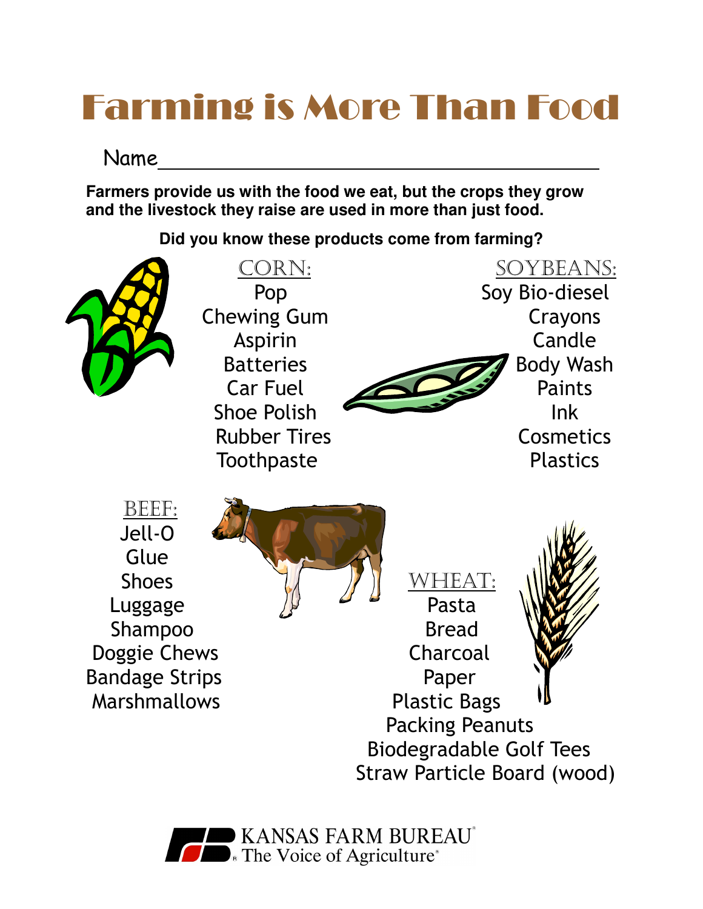# Farming is More Than Food

Name________________________________

**Farmers provide us with the food we eat, but the crops they grow and the livestock they raise are used in more than just food.**

**Did you know these products come from farming?**

## CORN:

Pop
Chewing Gum
Aspirin
Batteries
Car Fuel
Shoe Polish
Rubber Tires
Toothpaste

## SOYBEANS:

Soy Bio-diesel
Crayons
Candle
Body Wash
Paints
Ink
Cosmetics
Plastics

## BEEF:

Jell-O
Glue
Shoes
Luggage
Shampoo
Doggie Chews
Bandage Strips
Marshmallows

## WHEAT:

Pasta
Bread
Charcoal
Paper
Plastic Bags
Packing Peanuts
Biodegradable Golf Tees
Straw Particle Board (wood)

KANSAS FARM BUREAU
The Voice of Agriculture